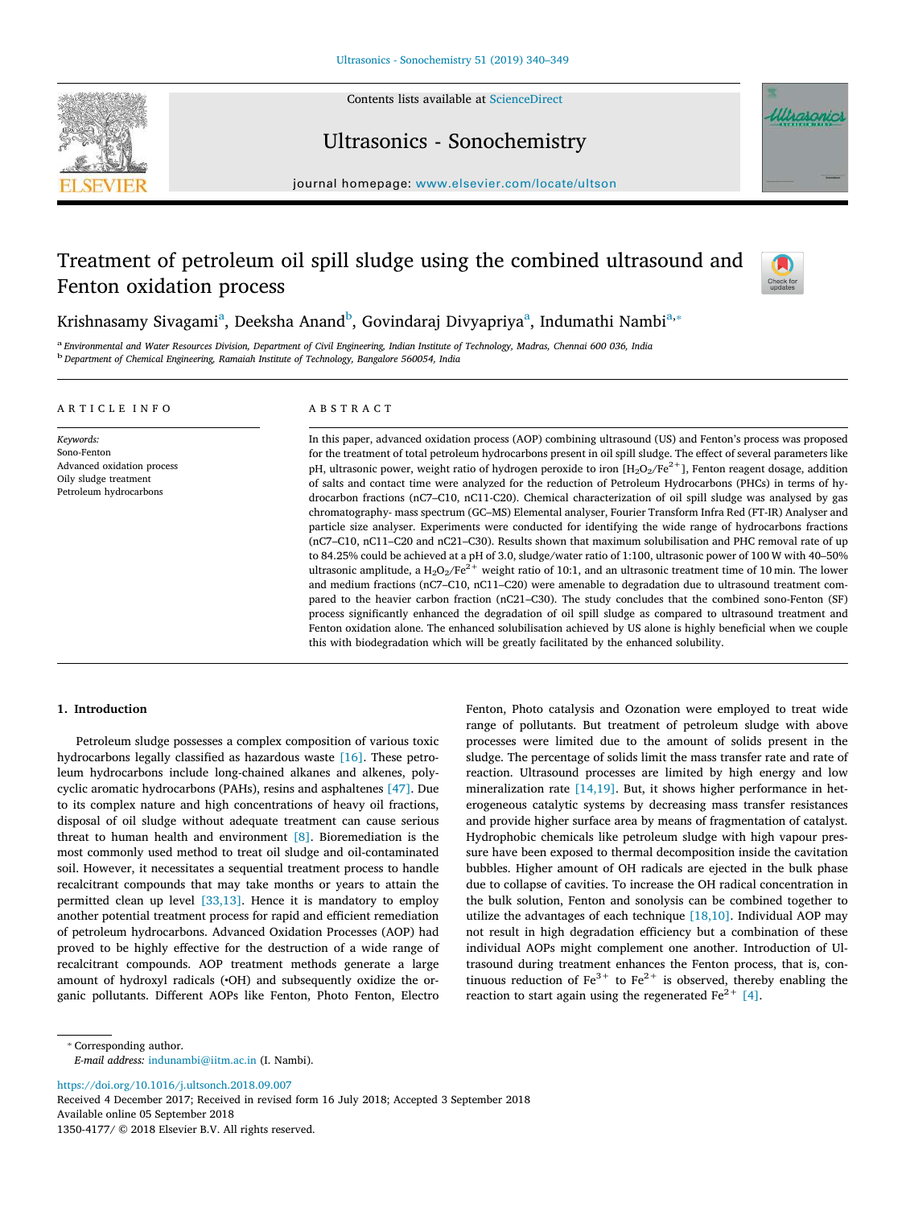# Treatment of petroleum oil spill sludge using the combined ultrasound and Fenton oxidation process

Krishnasamy Sivagami[a], Deeksha Anand[b], Govindaraj Divyapriya[a], Indumathi Nambi[a,*]

[a] Environmental and Water Resources Division, Department of Civil Engineering, Indian Institute of Technology, Madras, Chennai 600 036, India

[b] Department of Chemical Engineering, Ramaiah Institute of Technology, Bangalore 560054, India

## ARTICLE INFO

*Keywords:*
Sono-Fenton
Advanced oxidation process
Oily sludge treatment
Petroleum hydrocarbons

## ABSTRACT

In this paper, advanced oxidation process (AOP) combining ultrasound (US) and Fenton's process was proposed for the treatment of total petroleum hydrocarbons present in oil spill sludge. The effect of several parameters like pH, ultrasonic power, weight ratio of hydrogen peroxide to iron [$H_2O_2/Fe^{2+}$], Fenton reagent dosage, addition of salts and contact time were analyzed for the reduction of Petroleum Hydrocarbons (PHCs) in terms of hydrocarbon fractions (nC7–C10, nC11-C20). Chemical characterization of oil spill sludge was analysed by gas chromatography- mass spectrum (GC–MS) Elemental analyser, Fourier Transform Infra Red (FT-IR) Analyser and particle size analyser. Experiments were conducted for identifying the wide range of hydrocarbons fractions (nC7–C10, nC11–C20 and nC21–C30). Results shown that maximum solubilisation and PHC removal rate of up to 84.25% could be achieved at a pH of 3.0, sludge/water ratio of 1:100, ultrasonic power of 100 W with 40–50% ultrasonic amplitude, a $H_2O_2/Fe^{2+}$ weight ratio of 10:1, and an ultrasonic treatment time of 10 min. The lower and medium fractions (nC7–C10, nC11–C20) were amenable to degradation due to ultrasound treatment compared to the heavier carbon fraction (nC21–C30). The study concludes that the combined sono-Fenton (SF) process significantly enhanced the degradation of oil spill sludge as compared to ultrasound treatment and Fenton oxidation alone. The enhanced solubilisation achieved by US alone is highly beneficial when we couple this with biodegradation which will be greatly facilitated by the enhanced solubility.

## 1. Introduction

Petroleum sludge possesses a complex composition of various toxic hydrocarbons legally classified as hazardous waste [16]. These petroleum hydrocarbons include long-chained alkanes and alkenes, polycyclic aromatic hydrocarbons (PAHs), resins and asphaltenes [47]. Due to its complex nature and high concentrations of heavy oil fractions, disposal of oil sludge without adequate treatment can cause serious threat to human health and environment [8]. Bioremediation is the most commonly used method to treat oil sludge and oil-contaminated soil. However, it necessitates a sequential treatment process to handle recalcitrant compounds that may take months or years to attain the permitted clean up level [33,13]. Hence it is mandatory to employ another potential treatment process for rapid and efficient remediation of petroleum hydrocarbons. Advanced Oxidation Processes (AOP) had proved to be highly effective for the destruction of a wide range of recalcitrant compounds. AOP treatment methods generate a large amount of hydroxyl radicals (•OH) and subsequently oxidize the organic pollutants. Different AOPs like Fenton, Photo Fenton, Electro Fenton, Photo catalysis and Ozonation were employed to treat wide range of pollutants. But treatment of petroleum sludge with above processes were limited due to the amount of solids present in the sludge. The percentage of solids limit the mass transfer rate and rate of reaction. Ultrasound processes are limited by high energy and low mineralization rate [14,19]. But, it shows higher performance in heterogeneous catalytic systems by decreasing mass transfer resistances and provide higher surface area by means of fragmentation of catalyst. Hydrophobic chemicals like petroleum sludge with high vapour pressure have been exposed to thermal decomposition inside the cavitation bubbles. Higher amount of OH radicals are ejected in the bulk phase due to collapse of cavities. To increase the OH radical concentration in the bulk solution, Fenton and sonolysis can be combined together to utilize the advantages of each technique [18,10]. Individual AOP may not result in high degradation efficiency but a combination of these individual AOPs might complement one another. Introduction of Ultrasound during treatment enhances the Fenton process, that is, continuous reduction of $Fe^{3+}$ to $Fe^{2+}$ is observed, thereby enabling the reaction to start again using the regenerated $Fe^{2+}$ [4].

* Corresponding author.
*E-mail address:* indunambi@iitm.ac.in (I. Nambi).

https://doi.org/10.1016/j.ultsonch.2018.09.007
Received 4 December 2017; Received in revised form 16 July 2018; Accepted 3 September 2018
Available online 05 September 2018
1350-4177/ © 2018 Elsevier B.V. All rights reserved.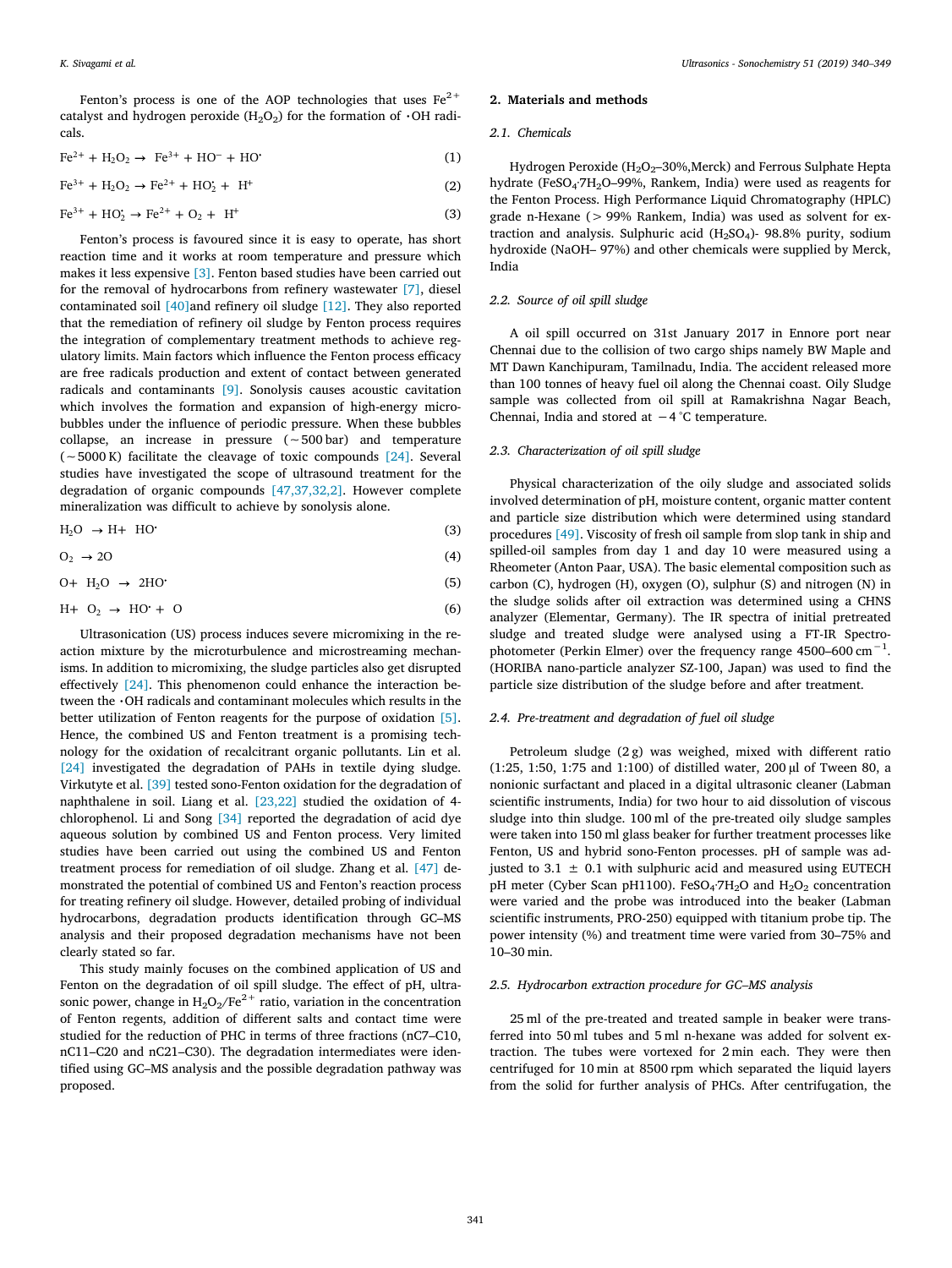Fenton's process is one of the AOP technologies that uses $Fe^{2+}$ catalyst and hydrogen peroxide ($H_2O_2$) for the formation of $\cdot OH$ radicals.

$$Fe^{2+} + H_2O_2 \rightarrow Fe^{3+} + HO^{-} + HO^{\cdot} \quad (1)$$

$$Fe^{3+} + H_2O_2 \rightarrow Fe^{2+} + HO_2^{\cdot} + H^{+} \quad (2)$$

$$Fe^{3+} + HO_2^{\cdot} \rightarrow Fe^{2+} + O_2 + H^{+} \quad (3)$$

Fenton's process is favoured since it is easy to operate, has short reaction time and it works at room temperature and pressure which makes it less expensive [3]. Fenton based studies have been carried out for the removal of hydrocarbons from refinery wastewater [7], diesel contaminated soil [40]and refinery oil sludge [12]. They also reported that the remediation of refinery oil sludge by Fenton process requires the integration of complementary treatment methods to achieve regulatory limits. Main factors which influence the Fenton process efficacy are free radicals production and extent of contact between generated radicals and contaminants [9]. Sonolysis causes acoustic cavitation which involves the formation and expansion of high-energy microbubbles under the influence of periodic pressure. When these bubbles collapse, an increase in pressure (~500 bar) and temperature (~5000 K) facilitate the cleavage of toxic compounds [24]. Several studies have investigated the scope of ultrasound treatment for the degradation of organic compounds [47,37,32,2]. However complete mineralization was difficult to achieve by sonolysis alone.

$$H_2O \rightarrow H + HO^{\cdot} \quad (3)$$

$$O_2 \rightarrow 2O \quad (4)$$

$$O + H_2O \rightarrow 2HO^{\cdot} \quad (5)$$

$$H + O_2 \rightarrow HO^{\cdot} + O \quad (6)$$

Ultrasonication (US) process induces severe micromixing in the reaction mixture by the microturbulence and microstreaming mechanisms. In addition to micromixing, the sludge particles also get disrupted effectively [24]. This phenomenon could enhance the interaction between the $\cdot OH$ radicals and contaminant molecules which results in the better utilization of Fenton reagents for the purpose of oxidation [5]. Hence, the combined US and Fenton treatment is a promising technology for the oxidation of recalcitrant organic pollutants. Lin et al. [24] investigated the degradation of PAHs in textile dying sludge. Virkutyte et al. [39] tested sono-Fenton oxidation for the degradation of naphthalene in soil. Liang et al. [23,22] studied the oxidation of 4-chlorophenol. Li and Song [34] reported the degradation of acid dye aqueous solution by combined US and Fenton process. Very limited studies have been carried out using the combined US and Fenton treatment process for remediation of oil sludge. Zhang et al. [47] demonstrated the potential of combined US and Fenton's reaction process for treating refinery oil sludge. However, detailed probing of individual hydrocarbons, degradation products identification through GC–MS analysis and their proposed degradation mechanisms have not been clearly stated so far.

This study mainly focuses on the combined application of US and Fenton on the degradation of oil spill sludge. The effect of pH, ultrasonic power, change in $H_2O_2/Fe^{2+}$ ratio, variation in the concentration of Fenton regents, addition of different salts and contact time were studied for the reduction of PHC in terms of three fractions (nC7–C10, nC11–C20 and nC21–C30). The degradation intermediates were identified using GC–MS analysis and the possible degradation pathway was proposed.

## 2. Materials and methods

### 2.1. Chemicals

Hydrogen Peroxide ($H_2O_2$–30%,Merck) and Ferrous Sulphate Hepta hydrate ($FeSO_4 \cdot 7H_2O$–99%, Rankem, India) were used as reagents for the Fenton Process. High Performance Liquid Chromatography (HPLC) grade n-Hexane (> 99% Rankem, India) was used as solvent for extraction and analysis. Sulphuric acid ($H_2SO_4$)- 98.8% purity, sodium hydroxide (NaOH– 97%) and other chemicals were supplied by Merck, India

### 2.2. Source of oil spill sludge

A oil spill occurred on 31st January 2017 in Ennore port near Chennai due to the collision of two cargo ships namely BW Maple and MT Dawn Kanchipuram, Tamilnadu, India. The accident released more than 100 tonnes of heavy fuel oil along the Chennai coast. Oily Sludge sample was collected from oil spill at Ramakrishna Nagar Beach, Chennai, India and stored at −4 °C temperature.

### 2.3. Characterization of oil spill sludge

Physical characterization of the oily sludge and associated solids involved determination of pH, moisture content, organic matter content and particle size distribution which were determined using standard procedures [49]. Viscosity of fresh oil sample from slop tank in ship and spilled-oil samples from day 1 and day 10 were measured using a Rheometer (Anton Paar, USA). The basic elemental composition such as carbon (C), hydrogen (H), oxygen (O), sulphur (S) and nitrogen (N) in the sludge solids after oil extraction was determined using a CHNS analyzer (Elementar, Germany). The IR spectra of initial pretreated sludge and treated sludge were analysed using a FT-IR Spectrophotometer (Perkin Elmer) over the frequency range 4500–600 $cm^{-1}$. (HORIBA nano-particle analyzer SZ-100, Japan) was used to find the particle size distribution of the sludge before and after treatment.

### 2.4. Pre-treatment and degradation of fuel oil sludge

Petroleum sludge (2 g) was weighed, mixed with different ratio (1:25, 1:50, 1:75 and 1:100) of distilled water, 200 µl of Tween 80, a nonionic surfactant and placed in a digital ultrasonic cleaner (Labman scientific instruments, India) for two hour to aid dissolution of viscous sludge into thin sludge. 100 ml of the pre-treated oily sludge samples were taken into 150 ml glass beaker for further treatment processes like Fenton, US and hybrid sono-Fenton processes. pH of sample was adjusted to 3.1 ± 0.1 with sulphuric acid and measured using EUTECH pH meter (Cyber Scan pH1100). $FeSO_4 \cdot 7H_2O$ and $H_2O_2$ concentration were varied and the probe was introduced into the beaker (Labman scientific instruments, PRO-250) equipped with titanium probe tip. The power intensity (%) and treatment time were varied from 30–75% and 10–30 min.

### 2.5. Hydrocarbon extraction procedure for GC–MS analysis

25 ml of the pre-treated and treated sample in beaker were transferred into 50 ml tubes and 5 ml n-hexane was added for solvent extraction. The tubes were vortexed for 2 min each. They were then centrifuged for 10 min at 8500 rpm which separated the liquid layers from the solid for further analysis of PHCs. After centrifugation, the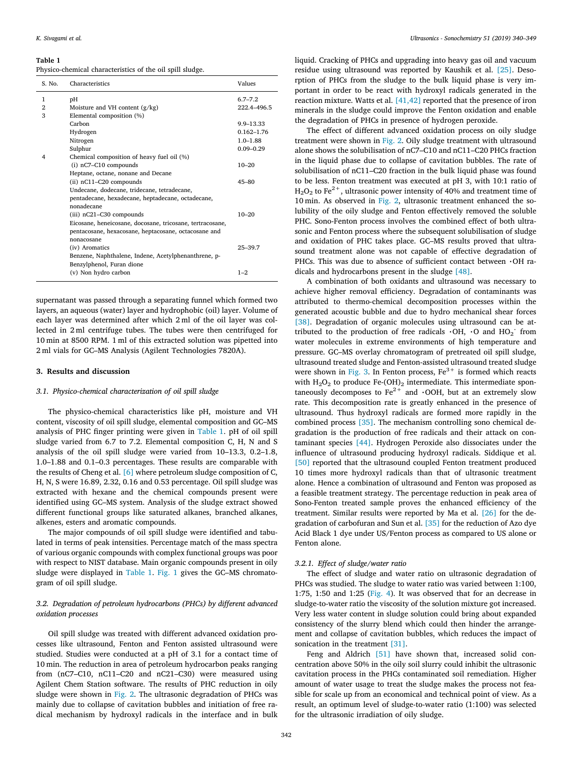**Table 1**
Physico-chemical characteristics of the oil spill sludge.

| S. No. | Characteristics | Values |
|---|---|---|
| 1 | pH | 6.7–7.2 |
| 2 | Moisture and VH content (g/kg) | 222.4–496.5 |
| 3 | Elemental composition (%) | |
| | Carbon | 9.9–13.33 |
| | Hydrogen | 0.162–1.76 |
| | Nitrogen | 1.0–1.88 |
| | Sulphur | 0.09–0.29 |
| 4 | Chemical composition of heavy fuel oil (%) | |
| | (i) nC7–C10 compounds<br>Heptane, octane, nonane and Decane | 10–20 |
| | (ii) nC11–C20 compounds<br>Undecane, dodecane, tridecane, tetradecane, pentadecane, hexadecane, heptadecane, octadecane, nonadecane | 45–80 |
| | (iii) nC21–C30 compounds<br>Eicosane, heneicosane, docosane, tricosane, tertracosane, pentacosane, hexacosane, heptacosane, octacosane and nonacosane | 10–20 |
| | (iv) Aromatics<br>Benzene, Naphthalene, Indene, Acetylphenanthrene, p-Benzylphenol, Furan dione | 25–39.7 |
| | (v) Non hydro carbon | 1–2 |

supernatant was passed through a separating funnel which formed two layers, an aqueous (water) layer and hydrophobic (oil) layer. Volume of each layer was determined after which 2 ml of the oil layer was collected in 2 ml centrifuge tubes. The tubes were then centrifuged for 10 min at 8500 RPM. 1 ml of this extracted solution was pipetted into 2 ml vials for GC–MS Analysis (Agilent Technologies 7820A).

## 3. Results and discussion

### 3.1. Physico-chemical characterization of oil spill sludge

The physico-chemical characteristics like pH, moisture and VH content, viscosity of oil spill sludge, elemental composition and GC–MS analysis of PHC finger printing were given in Table 1. pH of oil spill sludge varied from 6.7 to 7.2. Elemental composition C, H, N and S analysis of the oil spill sludge were varied from 10–13.3, 0.2–1.8, 1.0–1.88 and 0.1–0.3 percentages. These results are comparable with the results of Cheng et al. [6] where petroleum sludge composition of C, H, N, S were 16.89, 2.32, 0.16 and 0.53 percentage. Oil spill sludge was extracted with hexane and the chemical compounds present were identified using GC–MS system. Analysis of the sludge extract showed different functional groups like saturated alkanes, branched alkanes, alkenes, esters and aromatic compounds.

The major compounds of oil spill sludge were identified and tabulated in terms of peak intensities. Percentage match of the mass spectra of various organic compounds with complex functional groups was poor with respect to NIST database. Main organic compounds present in oily sludge were displayed in Table 1. Fig. 1 gives the GC–MS chromatogram of oil spill sludge.

### 3.2. Degradation of petroleum hydrocarbons (PHCs) by different advanced oxidation processes

Oil spill sludge was treated with different advanced oxidation processes like ultrasound, Fenton and Fenton assisted ultrasound were studied. Studies were conducted at a pH of 3.1 for a contact time of 10 min. The reduction in area of petroleum hydrocarbon peaks ranging from (nC7–C10, nC11–C20 and nC21–C30) were measured using Agilent Chem Station software. The results of PHC reduction in oily sludge were shown in Fig. 2. The ultrasonic degradation of PHCs was mainly due to collapse of cavitation bubbles and initiation of free radical mechanism by hydroxyl radicals in the interface and in bulk liquid. Cracking of PHCs and upgrading into heavy gas oil and vacuum residue using ultrasound was reported by Kaushik et al. [25]. Desorption of PHCs from the sludge to the bulk liquid phase is very important in order to be react with hydroxyl radicals generated in the reaction mixture. Watts et al. [41,42] reported that the presence of iron minerals in the sludge could improve the Fenton oxidation and enable the degradation of PHCs in presence of hydrogen peroxide.

The effect of different advanced oxidation process on oily sludge treatment were shown in Fig. 2. Oily sludge treatment with ultrasound alone shows the solubilisation of nC7–C10 and nC11–C20 PHCs fraction in the liquid phase due to collapse of cavitation bubbles. The rate of solubilisation of nC11–C20 fraction in the bulk liquid phase was found to be less. Fenton treatment was executed at pH 3, with 10:1 ratio of $H_2O_2$ to $Fe^{2+}$, ultrasonic power intensity of 40% and treatment time of 10 min. As observed in Fig. 2, ultrasonic treatment enhanced the solubility of the oily sludge and Fenton effectively removed the soluble PHC. Sono-Fenton process involves the combined effect of both ultrasonic and Fenton process where the subsequent solubilisation of sludge and oxidation of PHC takes place. GC–MS results proved that ultrasound treatment alone was not capable of effective degradation of PHCs. This was due to absence of sufficient contact between $\cdot OH$ radicals and hydrocarbons present in the sludge [48].

A combination of both oxidants and ultrasound was necessary to achieve higher removal efficiency. Degradation of contaminants was attributed to thermo-chemical decomposition processes within the generated acoustic bubble and due to hydro mechanical shear forces [38]. Degradation of organic molecules using ultrasound can be attributed to the production of free radicals $\cdot OH$, $\cdot O$ and $HO_2^{\cdot}$ from water molecules in extreme environments of high temperature and pressure. GC–MS overlay chromatogram of pretreated oil spill sludge, ultrasound treated sludge and Fenton-assisted ultrasound treated sludge were shown in Fig. 3. In Fenton process, $Fe^{3+}$ is formed which reacts with $H_2O_2$ to produce $Fe\text{-}(OH)_2$ intermediate. This intermediate spontaneously decomposes to $Fe^{2+}$ and $\cdot OOH$, but at an extremely slow rate. This decomposition rate is greatly enhanced in the presence of ultrasound. Thus hydroxyl radicals are formed more rapidly in the combined process [35]. The mechanism controlling sono chemical degradation is the production of free radicals and their attack on contaminant species [44]. Hydrogen Peroxide also dissociates under the influence of ultrasound producing hydroxyl radicals. Siddique et al. [50] reported that the ultrasound coupled Fenton treatment produced 10 times more hydroxyl radicals than that of ultrasonic treatment alone. Hence a combination of ultrasound and Fenton was proposed as a feasible treatment strategy. The percentage reduction in peak area of Sono-Fenton treated sample proves the enhanced efficiency of the treatment. Similar results were reported by Ma et al. [26] for the degradation of carbofuran and Sun et al. [35] for the reduction of Azo dye Acid Black 1 dye under US/Fenton process as compared to US alone or Fenton alone.

#### 3.2.1. Effect of sludge/water ratio

The effect of sludge and water ratio on ultrasonic degradation of PHCs was studied. The sludge to water ratio was varied between 1:100, 1:75, 1:50 and 1:25 (Fig. 4). It was observed that for an decrease in sludge-to-water ratio the viscosity of the solution mixture got increased. Very less water content in sludge solution could bring about expanded consistency of the slurry blend which could then hinder the arrangement and collapse of cavitation bubbles, which reduces the impact of sonication in the treatment [31].

Feng and Aldrich [51] have shown that, increased solid concentration above 50% in the oily soil slurry could inhibit the ultrasonic cavitation process in the PHCs contaminated soil remediation. Higher amount of water usage to treat the sludge makes the process not feasible for scale up from an economical and technical point of view. As a result, an optimum level of sludge-to-water ratio (1:100) was selected for the ultrasonic irradiation of oily sludge.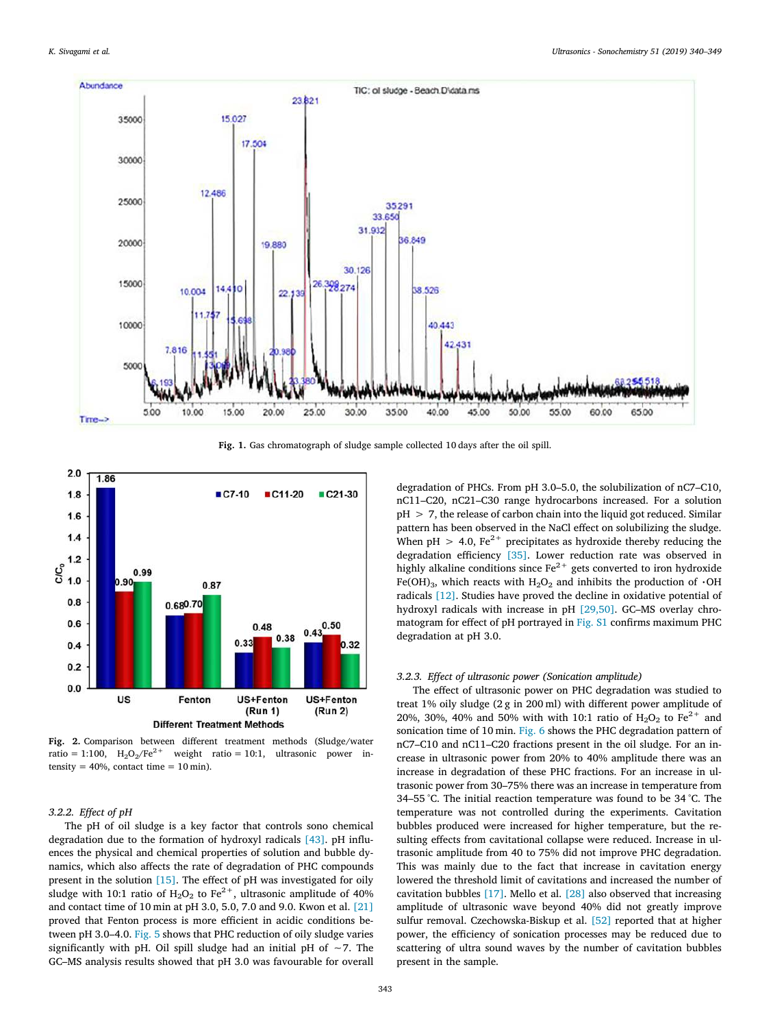**Fig. 1.** Gas chromatograph of sludge sample collected 10 days after the oil spill.

**Fig. 2.** Comparison between different treatment methods (Sludge/water ratio = 1:100, $H_2O_2/Fe^{2+}$ weight ratio = 10:1, ultrasonic power intensity = 40%, contact time = 10 min).

### 3.2.2. Effect of pH

The pH of oil sludge is a key factor that controls sono chemical degradation due to the formation of hydroxyl radicals [43]. pH influences the physical and chemical properties of solution and bubble dynamics, which also affects the rate of degradation of PHC compounds present in the solution [15]. The effect of pH was investigated for oily sludge with 10:1 ratio of $H_2O_2$ to $Fe^{2+}$, ultrasonic amplitude of 40% and contact time of 10 min at pH 3.0, 5.0, 7.0 and 9.0. Kwon et al. [21] proved that Fenton process is more efficient in acidic conditions between pH 3.0–4.0. Fig. 5 shows that PHC reduction of oily sludge varies significantly with pH. Oil spill sludge had an initial pH of ~7. The GC–MS analysis results showed that pH 3.0 was favourable for overall degradation of PHCs. From pH 3.0–5.0, the solubilization of nC7–C10, nC11–C20, nC21–C30 range hydrocarbons increased. For a solution pH > 7, the release of carbon chain into the liquid got reduced. Similar pattern has been observed in the NaCl effect on solubilizing the sludge. When pH > 4.0, $Fe^{2+}$ precipitates as hydroxide thereby reducing the degradation efficiency [35]. Lower reduction rate was observed in highly alkaline conditions since $Fe^{2+}$ gets converted to iron hydroxide $Fe(OH)_3$, which reacts with $H_2O_2$ and inhibits the production of $\cdot OH$ radicals [12]. Studies have proved the decline in oxidative potential of hydroxyl radicals with increase in pH [29,50]. GC–MS overlay chromatogram for effect of pH portrayed in Fig. S1 confirms maximum PHC degradation at pH 3.0.

### 3.2.3. Effect of ultrasonic power (Sonication amplitude)

The effect of ultrasonic power on PHC degradation was studied to treat 1% oily sludge (2 g in 200 ml) with different power amplitude of 20%, 30%, 40% and 50% with with 10:1 ratio of $H_2O_2$ to $Fe^{2+}$ and sonication time of 10 min. Fig. 6 shows the PHC degradation pattern of nC7–C10 and nC11–C20 fractions present in the oil sludge. For an increase in ultrasonic power from 20% to 40% amplitude there was an increase in degradation of these PHC fractions. For an increase in ultrasonic power from 30–75% there was an increase in temperature from 34–55 °C. The initial reaction temperature was found to be 34 °C. The temperature was not controlled during the experiments. Cavitation bubbles produced were increased for higher temperature, but the resulting effects from cavitational collapse were reduced. Increase in ultrasonic amplitude from 40 to 75% did not improve PHC degradation. This was mainly due to the fact that increase in cavitation energy lowered the threshold limit of cavitations and increased the number of cavitation bubbles [17]. Mello et al. [28] also observed that increasing amplitude of ultrasonic wave beyond 40% did not greatly improve sulfur removal. Czechowska-Biskup et al. [52] reported that at higher power, the efficiency of sonication processes may be reduced due to scattering of ultra sound waves by the number of cavitation bubbles present in the sample.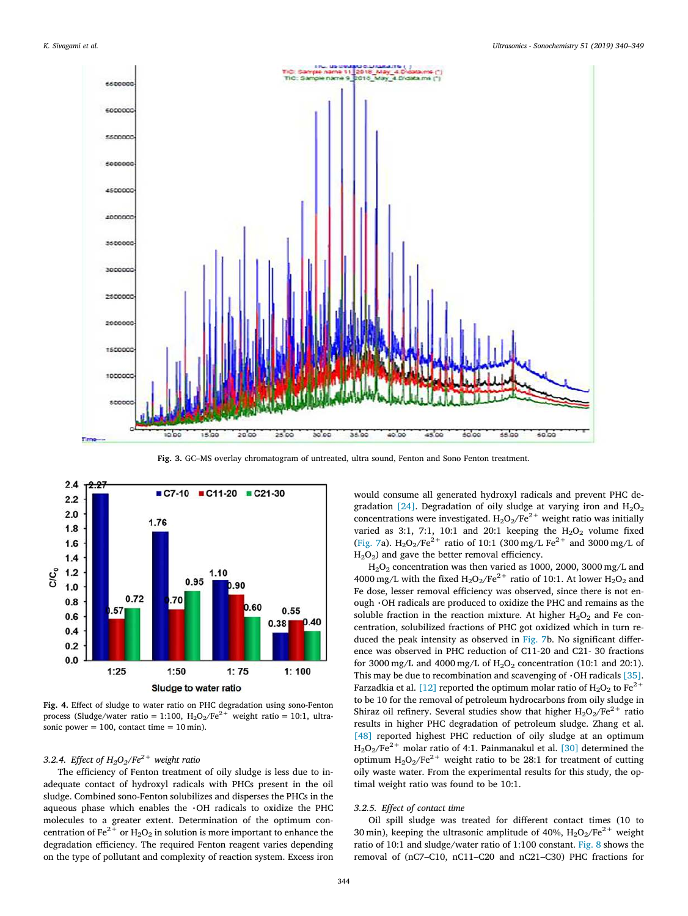Fig. 3. GC–MS overlay chromatogram of untreated, ultra sound, Fenton and Sono Fenton treatment.

Fig. 4. Effect of sludge to water ratio on PHC degradation using sono-Fenton process (Sludge/water ratio = 1:100, $H_2O_2/Fe^{2+}$ weight ratio = 10:1, ultrasonic power = 100, contact time = 10 min).

### 3.2.4. Effect of $H_2O_2/Fe^{2+}$ weight ratio

The efficiency of Fenton treatment of oily sludge is less due to inadequate contact of hydroxyl radicals with PHCs present in the oil sludge. Combined sono-Fenton solubilizes and disperses the PHCs in the aqueous phase which enables the ·OH radicals to oxidize the PHC molecules to a greater extent. Determination of the optimum concentration of $Fe^{2+}$ or $H_2O_2$ in solution is more important to enhance the degradation efficiency. The required Fenton reagent varies depending on the type of pollutant and complexity of reaction system. Excess iron would consume all generated hydroxyl radicals and prevent PHC degradation [24]. Degradation of oily sludge at varying iron and $H_2O_2$ concentrations were investigated. $H_2O_2/Fe^{2+}$ weight ratio was initially varied as 3:1, 7:1, 10:1 and 20:1 keeping the $H_2O_2$ volume fixed (Fig. 7a). $H_2O_2/Fe^{2+}$ ratio of 10:1 (300 mg/L $Fe^{2+}$ and 3000 mg/L of $H_2O_2$) and gave the better removal efficiency.

$H_2O_2$ concentration was then varied as 1000, 2000, 3000 mg/L and 4000 mg/L with the fixed $H_2O_2/Fe^{2+}$ ratio of 10:1. At lower $H_2O_2$ and Fe dose, lesser removal efficiency was observed, since there is not enough ·OH radicals are produced to oxidize the PHC and remains as the soluble fraction in the reaction mixture. At higher $H_2O_2$ and Fe concentration, solubilized fractions of PHC got oxidized which in turn reduced the peak intensity as observed in Fig. 7b. No significant difference was observed in PHC reduction of C11-20 and C21- 30 fractions for 3000 mg/L and 4000 mg/L of $H_2O_2$ concentration (10:1 and 20:1). This may be due to recombination and scavenging of ·OH radicals [35]. Farzadkia et al. [12] reported the optimum molar ratio of $H_2O_2$ to $Fe^{2+}$ to be 10 for the removal of petroleum hydrocarbons from oily sludge in Shiraz oil refinery. Several studies show that higher $H_2O_2/Fe^{2+}$ ratio results in higher PHC degradation of petroleum sludge. Zhang et al. [48] reported highest PHC reduction of oily sludge at an optimum $H_2O_2/Fe^{2+}$ molar ratio of 4:1. Painmanakul et al. [30] determined the optimum $H_2O_2/Fe^{2+}$ weight ratio to be 28:1 for treatment of cutting oily waste water. From the experimental results for this study, the optimal weight ratio was found to be 10:1.

### 3.2.5. Effect of contact time

Oil spill sludge was treated for different contact times (10 to 30 min), keeping the ultrasonic amplitude of 40%, $H_2O_2/Fe^{2+}$ weight ratio of 10:1 and sludge/water ratio of 1:100 constant. Fig. 8 shows the removal of (nC7–C10, nC11–C20 and nC21–C30) PHC fractions for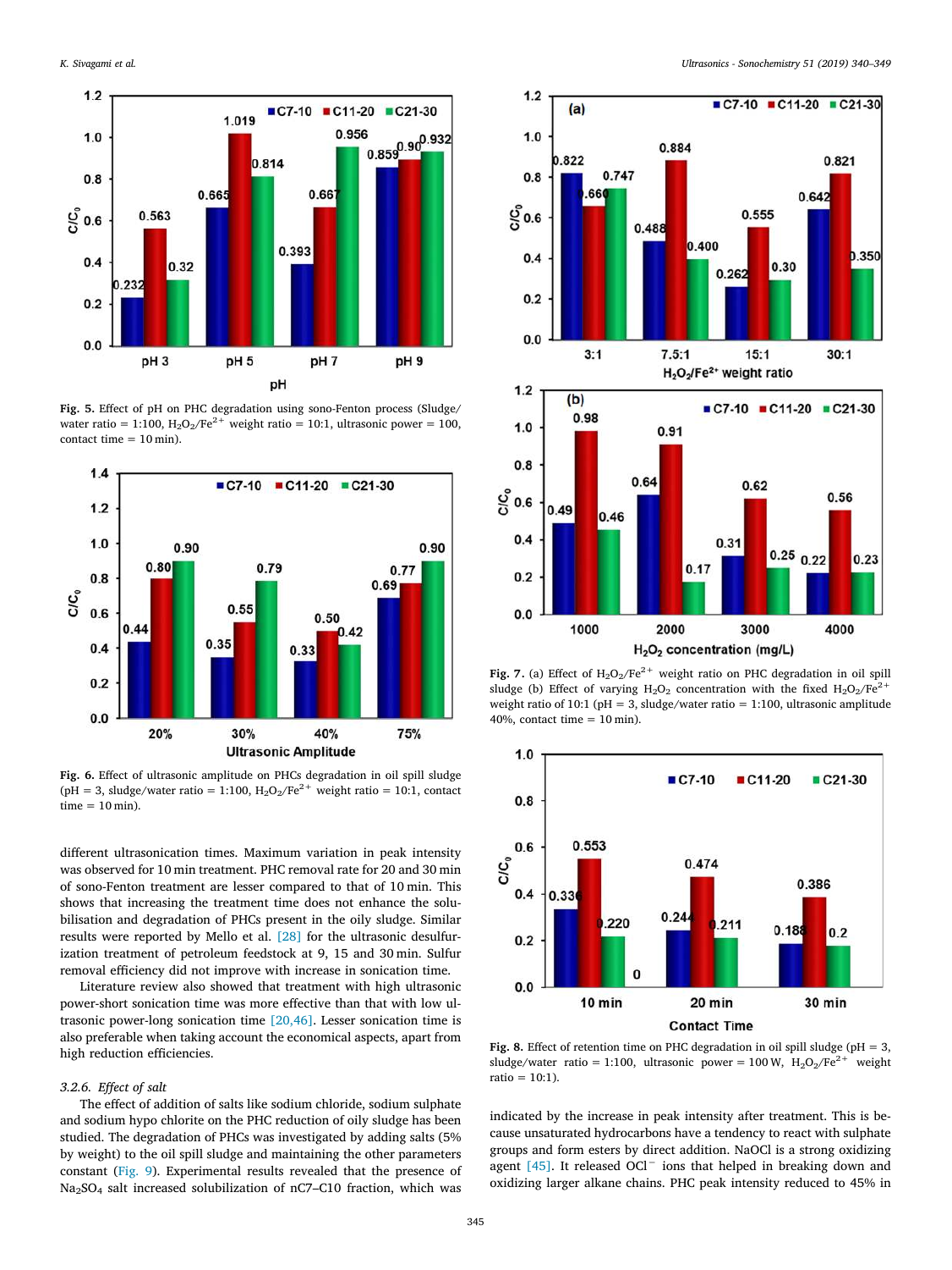Fig. 5. Effect of pH on PHC degradation using sono-Fenton process (Sludge/water ratio = 1:100, $H_2O_2/Fe^{2+}$ weight ratio = 10:1, ultrasonic power = 100, contact time = 10 min).

Fig. 6. Effect of ultrasonic amplitude on PHCs degradation in oil spill sludge (pH = 3, sludge/water ratio = 1:100, $H_2O_2/Fe^{2+}$ weight ratio = 10:1, contact time = 10 min).

different ultrasonication times. Maximum variation in peak intensity was observed for 10 min treatment. PHC removal rate for 20 and 30 min of sono-Fenton treatment are lesser compared to that of 10 min. This shows that increasing the treatment time does not enhance the solubilisation and degradation of PHCs present in the oily sludge. Similar results were reported by Mello et al. [28] for the ultrasonic desulfurization treatment of petroleum feedstock at 9, 15 and 30 min. Sulfur removal efficiency did not improve with increase in sonication time.

Literature review also showed that treatment with high ultrasonic power-short sonication time was more effective than that with low ultrasonic power-long sonication time [20,46]. Lesser sonication time is also preferable when taking account the economical aspects, apart from high reduction efficiencies.

### 3.2.6. Effect of salt

The effect of addition of salts like sodium chloride, sodium sulphate and sodium hypo chlorite on the PHC reduction of oily sludge has been studied. The degradation of PHCs was investigated by adding salts (5% by weight) to the oil spill sludge and maintaining the other parameters constant (Fig. 9). Experimental results revealed that the presence of $Na_2SO_4$ salt increased solubilization of nC7–C10 fraction, which was

Fig. 7. (a) Effect of $H_2O_2/Fe^{2+}$ weight ratio on PHC degradation in oil spill sludge (b) Effect of varying $H_2O_2$ concentration with the fixed $H_2O_2/Fe^{2+}$ weight ratio of 10:1 (pH = 3, sludge/water ratio = 1:100, ultrasonic amplitude 40%, contact time = 10 min).

Fig. 8. Effect of retention time on PHC degradation in oil spill sludge (pH = 3, sludge/water ratio = 1:100, ultrasonic power = 100 W, $H_2O_2/Fe^{2+}$ weight ratio = 10:1).

indicated by the increase in peak intensity after treatment. This is because unsaturated hydrocarbons have a tendency to react with sulphate groups and form esters by direct addition. NaOCl is a strong oxidizing agent [45]. It released $OCl^-$ ions that helped in breaking down and oxidizing larger alkane chains. PHC peak intensity reduced to 45% in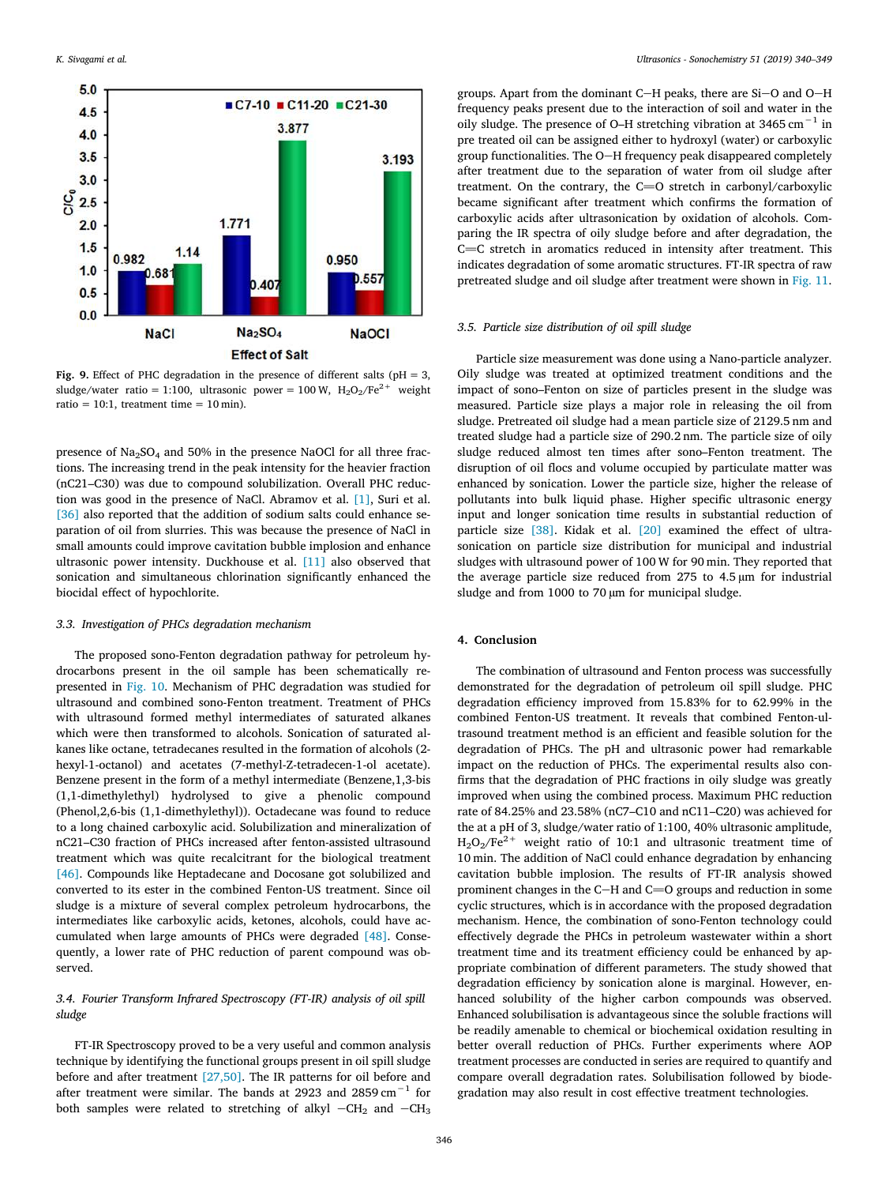Fig. 9. Effect of PHC degradation in the presence of different salts (pH = 3, sludge/water ratio = 1:100, ultrasonic power = 100 W, $H_2O_2/Fe^{2+}$ weight ratio = 10:1, treatment time = 10 min).

presence of $Na_2SO_4$ and 50% in the presence NaOCl for all three fractions. The increasing trend in the peak intensity for the heavier fraction (nC21–C30) was due to compound solubilization. Overall PHC reduction was good in the presence of NaCl. Abramov et al. [1], Suri et al. [36] also reported that the addition of sodium salts could enhance separation of oil from slurries. This was because the presence of NaCl in small amounts could improve cavitation bubble implosion and enhance ultrasonic power intensity. Duckhouse et al. [11] also observed that sonication and simultaneous chlorination significantly enhanced the biocidal effect of hypochlorite.

### 3.3. Investigation of PHCs degradation mechanism

The proposed sono-Fenton degradation pathway for petroleum hydrocarbons present in the oil sample has been schematically represented in Fig. 10. Mechanism of PHC degradation was studied for ultrasound and combined sono-Fenton treatment. Treatment of PHCs with ultrasound formed methyl intermediates of saturated alkanes which were then transformed to alcohols. Sonication of saturated alkanes like octane, tetradecanes resulted in the formation of alcohols (2-hexyl-1-octanol) and acetates (7-methyl-Z-tetradecen-1-ol acetate). Benzene present in the form of a methyl intermediate (Benzene,1,3-bis (1,1-dimethylethyl) hydrolysed to give a phenolic compound (Phenol,2,6-bis (1,1-dimethylethyl)). Octadecane was found to reduce to a long chained carboxylic acid. Solubilization and mineralization of nC21–C30 fraction of PHCs increased after fenton-assisted ultrasound treatment which was quite recalcitrant for the biological treatment [46]. Compounds like Heptadecane and Docosane got solubilized and converted to its ester in the combined Fenton-US treatment. Since oil sludge is a mixture of several complex petroleum hydrocarbons, the intermediates like carboxylic acids, ketones, alcohols, could have accumulated when large amounts of PHCs were degraded [48]. Consequently, a lower rate of PHC reduction of parent compound was observed.

### 3.4. Fourier Transform Infrared Spectroscopy (FT-IR) analysis of oil spill sludge

FT-IR Spectroscopy proved to be a very useful and common analysis technique by identifying the functional groups present in oil spill sludge before and after treatment [27,50]. The IR patterns for oil before and after treatment were similar. The bands at 2923 and 2859 $cm^{-1}$ for both samples were related to stretching of alkyl $-CH_2$ and $-CH_3$ groups. Apart from the dominant C–H peaks, there are Si–O and O–H frequency peaks present due to the interaction of soil and water in the oily sludge. The presence of O–H stretching vibration at 3465 $cm^{-1}$ in pre treated oil can be assigned either to hydroxyl (water) or carboxylic group functionalities. The O–H frequency peak disappeared completely after treatment due to the separation of water from oil sludge after treatment. On the contrary, the C=O stretch in carbonyl/carboxylic became significant after treatment which confirms the formation of carboxylic acids after ultrasonication by oxidation of alcohols. Comparing the IR spectra of oily sludge before and after degradation, the C=C stretch in aromatics reduced in intensity after treatment. This indicates degradation of some aromatic structures. FT-IR spectra of raw pretreated sludge and oil sludge after treatment were shown in Fig. 11.

### 3.5. Particle size distribution of oil spill sludge

Particle size measurement was done using a Nano-particle analyzer. Oily sludge was treated at optimized treatment conditions and the impact of sono–Fenton on size of particles present in the sludge was measured. Particle size plays a major role in releasing the oil from sludge. Pretreated oil sludge had a mean particle size of 2129.5 nm and treated sludge had a particle size of 290.2 nm. The particle size of oily sludge reduced almost ten times after sono–Fenton treatment. The disruption of oil flocs and volume occupied by particulate matter was enhanced by sonication. Lower the particle size, higher the release of pollutants into bulk liquid phase. Higher specific ultrasonic energy input and longer sonication time results in substantial reduction of particle size [38]. Kidak et al. [20] examined the effect of ultrasonication on particle size distribution for municipal and industrial sludges with ultrasound power of 100 W for 90 min. They reported that the average particle size reduced from 275 to 4.5 μm for industrial sludge and from 1000 to 70 μm for municipal sludge.

## 4. Conclusion

The combination of ultrasound and Fenton process was successfully demonstrated for the degradation of petroleum oil spill sludge. PHC degradation efficiency improved from 15.83% for to 62.99% in the combined Fenton-US treatment. It reveals that combined Fenton-ultrasound treatment method is an efficient and feasible solution for the degradation of PHCs. The pH and ultrasonic power had remarkable impact on the reduction of PHCs. The experimental results also confirms that the degradation of PHC fractions in oily sludge was greatly improved when using the combined process. Maximum PHC reduction rate of 84.25% and 23.58% (nC7–C10 and nC11–C20) was achieved for the at a pH of 3, sludge/water ratio of 1:100, 40% ultrasonic amplitude, $H_2O_2/Fe^{2+}$ weight ratio of 10:1 and ultrasonic treatment time of 10 min. The addition of NaCl could enhance degradation by enhancing cavitation bubble implosion. The results of FT-IR analysis showed prominent changes in the C–H and C=O groups and reduction in some cyclic structures, which is in accordance with the proposed degradation mechanism. Hence, the combination of sono-Fenton technology could effectively degrade the PHCs in petroleum wastewater within a short treatment time and its treatment efficiency could be enhanced by appropriate combination of different parameters. The study showed that degradation efficiency by sonication alone is marginal. However, enhanced solubility of the higher carbon compounds was observed. Enhanced solubilisation is advantageous since the soluble fractions will be readily amenable to chemical or biochemical oxidation resulting in better overall reduction of PHCs. Further experiments where AOP treatment processes are conducted in series are required to quantify and compare overall degradation rates. Solubilisation followed by biodegradation may also result in cost effective treatment technologies.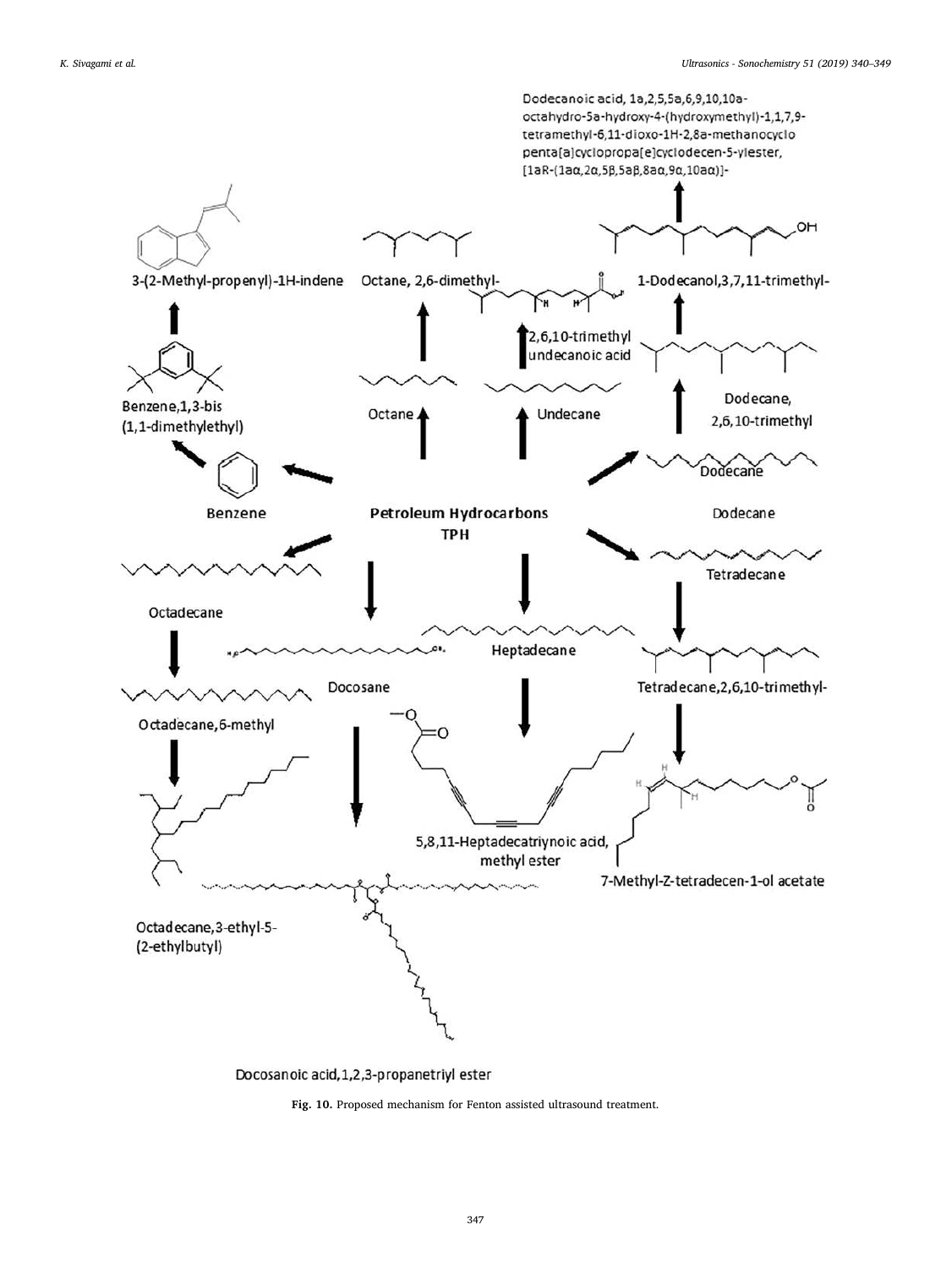Fig. 10. Proposed mechanism for Fenton assisted ultrasound treatment.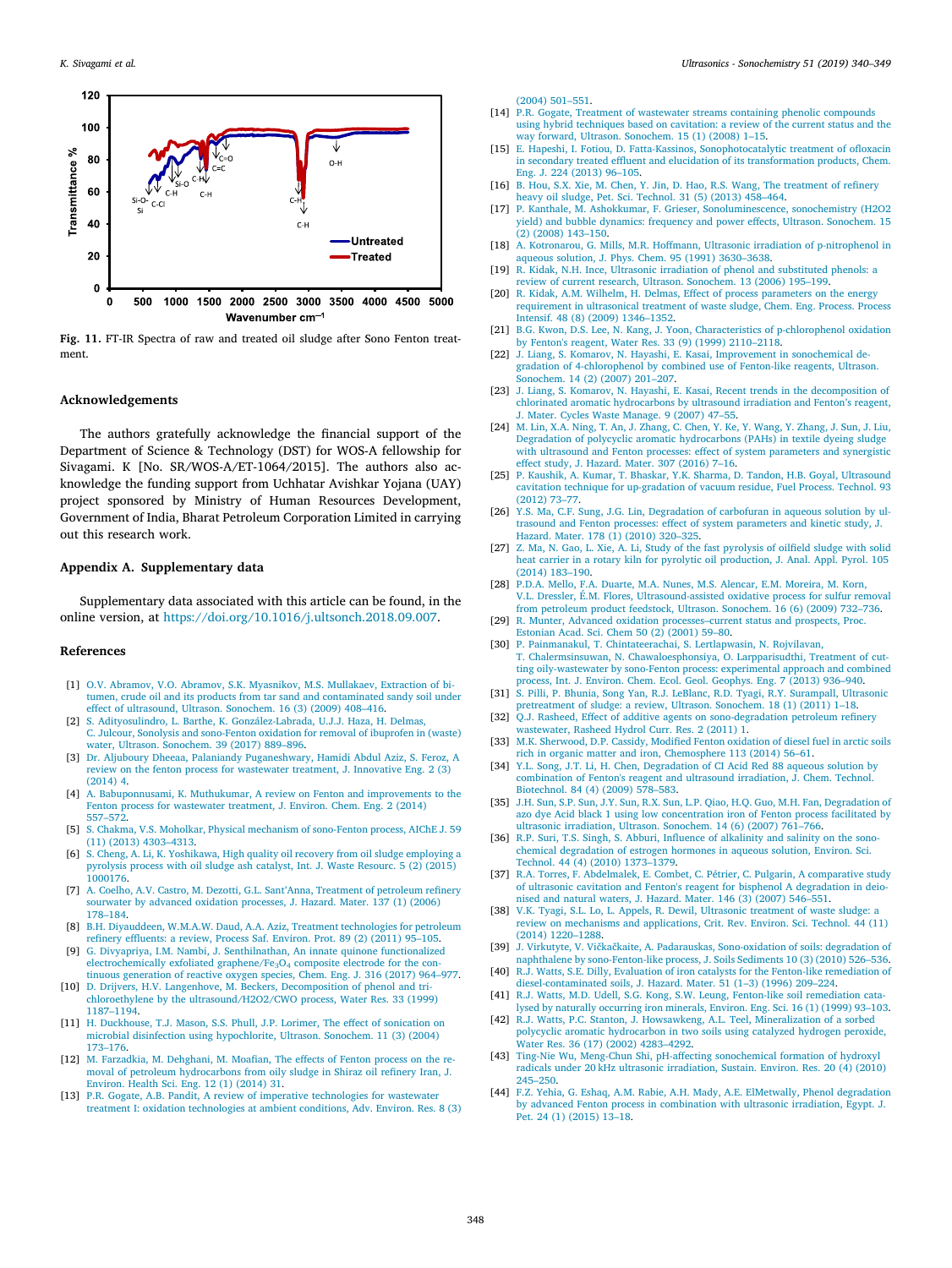Fig. 11. FT-IR Spectra of raw and treated oil sludge after Sono Fenton treatment.

## Acknowledgements

The authors gratefully acknowledge the financial support of the Department of Science & Technology (DST) for WOS-A fellowship for Sivagami. K [No. SR/WOS-A/ET-1064/2015]. The authors also acknowledge the funding support from Uchhatar Avishkar Yojana (UAY) project sponsored by Ministry of Human Resources Development, Government of India, Bharat Petroleum Corporation Limited in carrying out this research work.

## Appendix A. Supplementary data

Supplementary data associated with this article can be found, in the online version, at https://doi.org/10.1016/j.ultsonch.2018.09.007.

## References

[1] O.V. Abramov, V.O. Abramov, S.K. Myasnikov, M.S. Mullakaev, Extraction of bitumen, crude oil and its products from tar sand and contaminated sandy soil under effect of ultrasound, Ultrason. Sonochem. 16 (3) (2009) 408–416.

[2] S. Adityosulindro, L. Barthe, K. González-Labrada, U.J.J. Haza, H. Delmas, C. Julcour, Sonolysis and sono-Fenton oxidation for removal of ibuprofen in (waste) water, Ultrason. Sonochem. 39 (2017) 889–896.

[3] Dr. Aljuboury Dheeaa, Palaniandy Puganeshwary, Hamidi Abdul Aziz, S. Feroz, A review on the fenton process for wastewater treatment, J. Innovative Eng. 2 (3) (2014) 4.

[4] A. Babuponnusami, K. Muthukumar, A review on Fenton and improvements to the Fenton process for wastewater treatment, J. Environ. Chem. Eng. 2 (2014) 557–572.

[5] S. Chakma, V.S. Moholkar, Physical mechanism of sono-Fenton process, AIChE J. 59 (11) (2013) 4303–4313.

[6] S. Cheng, A. Li, K. Yoshikawa, High quality oil recovery from oil sludge employing a pyrolysis process with oil sludge ash catalyst, Int. J. Waste Resourc. 5 (2) (2015) 1000176.

[7] A. Coelho, A.V. Castro, M. Dezotti, G.L. Sant'Anna, Treatment of petroleum refinery sourwater by advanced oxidation processes, J. Hazard. Mater. 137 (1) (2006) 178–184.

[8] B.H. Diyauddeen, W.M.A.W. Daud, A.A. Aziz, Treatment technologies for petroleum refinery effluents: a review, Process Saf. Environ. Prot. 89 (2) (2011) 95–105.

[9] G. Divyapriya, I.M. Nambi, J. Senthilnathan, An innate quinone functionalized electrochemically exfoliated graphene/$Fe_3O_4$ composite electrode for the continuous generation of reactive oxygen species, Chem. Eng. J. 316 (2017) 964–977.

[10] D. Drijvers, H.V. Langenhove, M. Beckers, Decomposition of phenol and trichloroethylene by the ultrasound/H2O2/CWO process, Water Res. 33 (1999) 1187–1194.

[11] H. Duckhouse, T.J. Mason, S.S. Phull, J.P. Lorimer, The effect of sonication on microbial disinfection using hypochlorite, Ultrason. Sonochem. 11 (3) (2004) 173–176.

[12] M. Farzadkia, M. Dehghani, M. Moafian, The effects of Fenton process on the removal of petroleum hydrocarbons from oily sludge in Shiraz oil refinery Iran, J. Environ. Health Sci. Eng. 12 (1) (2014) 31.

[13] P.R. Gogate, A.B. Pandit, A review of imperative technologies for wastewater treatment I: oxidation technologies at ambient conditions, Adv. Environ. Res. 8 (3) (2004) 501–551.

[14] P.R. Gogate, Treatment of wastewater streams containing phenolic compounds using hybrid techniques based on cavitation: a review of the current status and the way forward, Ultrason. Sonochem. 15 (1) (2008) 1–15.

[15] E. Hapeshi, I. Fotiou, D. Fatta-Kassinos, Sonophotocatalytic treatment of ofloxacin in secondary treated effluent and elucidation of its transformation products, Chem. Eng. J. 224 (2013) 96–105.

[16] B. Hou, S.X. Xie, M. Chen, Y. Jin, D. Hao, R.S. Wang, The treatment of refinery heavy oil sludge, Pet. Sci. Technol. 31 (5) (2013) 458–464.

[17] P. Kanthale, M. Ashokkumar, F. Grieser, Sonoluminescence, sonochemistry (H2O2 yield) and bubble dynamics: frequency and power effects, Ultrason. Sonochem. 15 (2) (2008) 143–150.

[18] A. Kotronarou, G. Mills, M.R. Hoffmann, Ultrasonic irradiation of p-nitrophenol in aqueous solution, J. Phys. Chem. 95 (1991) 3630–3638.

[19] R. Kidak, N.H. Ince, Ultrasonic irradiation of phenol and substituted phenols: a review of current research, Ultrason. Sonochem. 13 (2006) 195–199.

[20] R. Kidak, A.M. Wilhelm, H. Delmas, Effect of process parameters on the energy requirement in ultrasonical treatment of waste sludge, Chem. Eng. Process. Process Intensif. 48 (8) (2009) 1346–1352.

[21] B.G. Kwon, D.S. Lee, N. Kang, J. Yoon, Characteristics of p-chlorophenol oxidation by Fenton's reagent, Water Res. 33 (9) (1999) 2110–2118.

[22] J. Liang, S. Komarov, N. Hayashi, E. Kasai, Improvement in sonochemical degradation of 4-chlorophenol by combined use of Fenton-like reagents, Ultrason. Sonochem. 14 (2) (2007) 201–207.

[23] J. Liang, S. Komarov, N. Hayashi, E. Kasai, Recent trends in the decomposition of chlorinated aromatic hydrocarbons by ultrasound irradiation and Fenton's reagent, J. Mater. Cycles Waste Manage. 9 (2007) 47–55.

[24] M. Lin, X.A. Ning, T. An, J. Zhang, C. Chen, Y. Ke, Y. Wang, Y. Zhang, J. Sun, J. Liu, Degradation of polycyclic aromatic hydrocarbons (PAHs) in textile dyeing sludge with ultrasound and Fenton processes: effect of system parameters and synergistic effect study, J. Hazard. Mater. 307 (2016) 7–16.

[25] P. Kaushik, A. Kumar, T. Bhaskar, Y.K. Sharma, D. Tandon, H.B. Goyal, Ultrasound cavitation technique for up-gradation of vacuum residue, Fuel Process. Technol. 93 (2012) 73–77.

[26] Y.S. Ma, C.F. Sung, J.G. Lin, Degradation of carbofuran in aqueous solution by ultrasound and Fenton processes: effect of system parameters and kinetic study, J. Hazard. Mater. 178 (1) (2010) 320–325.

[27] Z. Ma, N. Gao, L. Xie, A. Li, Study of the fast pyrolysis of oilfield sludge with solid heat carrier in a rotary kiln for pyrolytic oil production, J. Anal. Appl. Pyrol. 105 (2014) 183–190.

[28] P.D.A. Mello, F.A. Duarte, M.A. Nunes, M.S. Alencar, E.M. Moreira, M. Korn, V.L. Dressler, É.M. Flores, Ultrasound-assisted oxidative process for sulfur removal from petroleum product feedstock, Ultrason. Sonochem. 16 (6) (2009) 732–736.

[29] R. Munter, Advanced oxidation processes–current status and prospects, Proc. Estonian Acad. Sci. Chem 50 (2) (2001) 59–80.

[30] P. Painmanakul, T. Chintateerachai, S. Lertlapwasin, N. Rojvilavan, T. Chalermsinsuwan, N. Chawaloesphonsiya, O. Larpparisudthi, Treatment of cutting oily-wastewater by sono-Fenton process: experimental approach and combined process, Int. J. Environ. Chem. Ecol. Geol. Geophys. Eng. 7 (2013) 936–940.

[31] S. Pilli, P. Bhunia, Song Yan, R.J. LeBlanc, R.D. Tyagi, R.Y. Surampall, Ultrasonic pretreatment of sludge: a review, Ultrason. Sonochem. 18 (1) (2011) 1–18.

[32] Q.J. Rasheed, Effect of additive agents on sono-degradation petroleum refinery wastewater, Rasheed Hydrol Curr. Res. 2 (2011) 1.

[33] M.K. Sherwood, D.P. Cassidy, Modified Fenton oxidation of diesel fuel in arctic soils rich in organic matter and iron, Chemosphere 113 (2014) 56–61.

[34] Y.L. Song, J.T. Li, H. Chen, Degradation of CI Acid Red 88 aqueous solution by combination of Fenton's reagent and ultrasound irradiation, J. Chem. Technol. Biotechnol. 84 (4) (2009) 578–583.

[35] J.H. Sun, S.P. Sun, J.Y. Sun, R.X. Sun, L.P. Qiao, H.Q. Guo, M.H. Fan, Degradation of azo dye Acid black 1 using low concentration iron of Fenton process facilitated by ultrasonic irradiation, Ultrason. Sonochem. 14 (6) (2007) 761–766.

[36] R.P. Suri, T.S. Singh, S. Abburi, Influence of alkalinity and salinity on the sonochemical degradation of estrogen hormones in aqueous solution, Environ. Sci. Technol. 44 (4) (2010) 1373–1379.

[37] R.A. Torres, F. Abdelmalek, E. Combet, C. Pétrier, C. Pulgarin, A comparative study of ultrasonic cavitation and Fenton's reagent for bisphenol A degradation in deionised and natural waters, J. Hazard. Mater. 146 (3) (2007) 546–551.

[38] V.K. Tyagi, S.L. Lo, L. Appels, R. Dewil, Ultrasonic treatment of waste sludge: a review on mechanisms and applications, Crit. Rev. Environ. Sci. Technol. 44 (11) (2014) 1220–1288.

[39] J. Virkutyte, V. Vičkačkaite, A. Padarauskas, Sono-oxidation of soils: degradation of naphthalene by sono-Fenton-like process, J. Soils Sediments 10 (3) (2010) 526–536.

[40] R.J. Watts, S.E. Dilly, Evaluation of iron catalysts for the Fenton-like remediation of diesel-contaminated soils, J. Hazard. Mater. 51 (1–3) (1996) 209–224.

[41] R.J. Watts, M.D. Udell, S.G. Kong, S.W. Leung, Fenton-like soil remediation catalysed by naturally occurring iron minerals, Environ. Eng. Sci. 16 (1) (1999) 93–103.

[42] R.J. Watts, P.C. Stanton, J. Howsawkeng, A.L. Teel, Mineralization of a sorbed polycyclic aromatic hydrocarbon in two soils using catalyzed hydrogen peroxide, Water Res. 36 (17) (2002) 4283–4292.

[43] Ting-Nie Wu, Meng-Chun Shi, pH-affecting sonochemical formation of hydroxyl radicals under 20 kHz ultrasonic irradiation, Sustain. Environ. Res. 20 (4) (2010) 245–250.

[44] F.Z. Yehia, G. Eshaq, A.M. Rabie, A.H. Mady, A.E. ElMetwally, Phenol degradation by advanced Fenton process in combination with ultrasonic irradiation, Egypt. J. Pet. 24 (1) (2015) 13–18.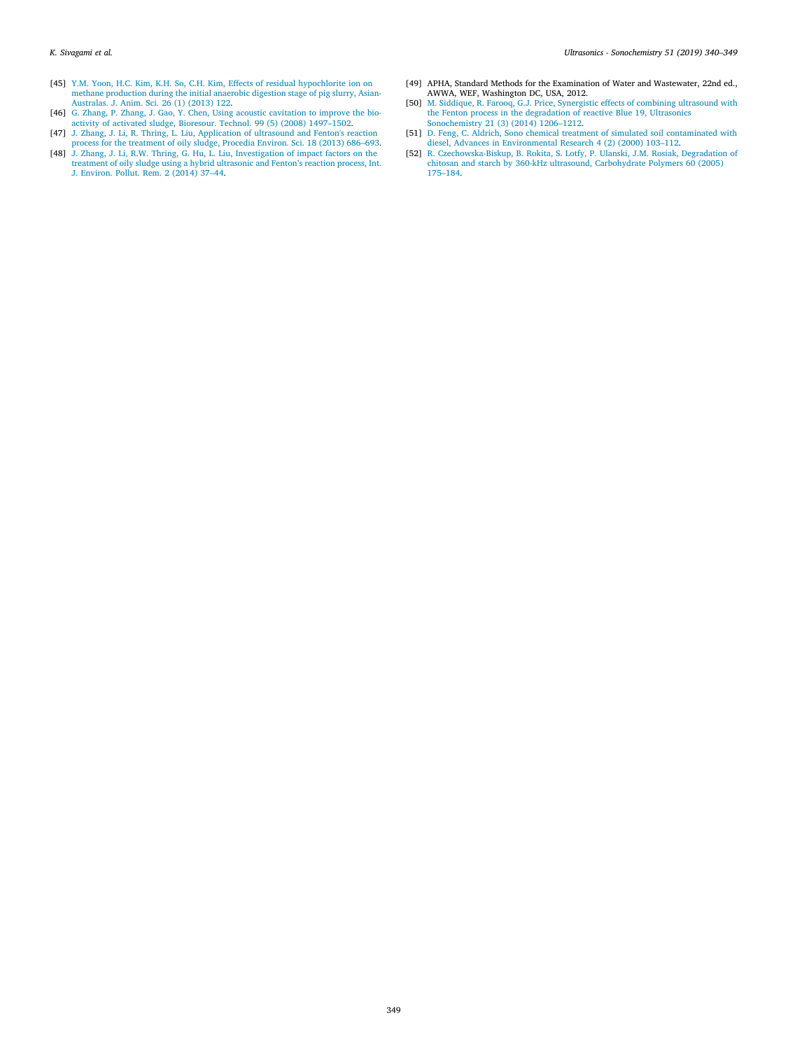[45] Y.M. Yoon, H.C. Kim, K.H. So, C.H. Kim, Effects of residual hypochlorite ion on methane production during the initial anaerobic digestion stage of pig slurry, Asian-Australas. J. Anim. Sci. 26 (1) (2013) 122.

[46] G. Zhang, P. Zhang, J. Gao, Y. Chen, Using acoustic cavitation to improve the bio-activity of activated sludge, Bioresour. Technol. 99 (5) (2008) 1497–1502.

[47] J. Zhang, J. Li, R. Thring, L. Liu, Application of ultrasound and Fenton's reaction process for the treatment of oily sludge, Procedia Environ. Sci. 18 (2013) 686–693.

[48] J. Zhang, J. Li, R.W. Thring, G. Hu, L. Liu, Investigation of impact factors on the treatment of oily sludge using a hybrid ultrasonic and Fenton's reaction process, Int. J. Environ. Pollut. Rem. 2 (2014) 37–44.

[49] APHA, Standard Methods for the Examination of Water and Wastewater, 22nd ed., AWWA, WEF, Washington DC, USA, 2012.

[50] M. Siddique, R. Farooq, G.J. Price, Synergistic effects of combining ultrasound with the Fenton process in the degradation of reactive Blue 19, Ultrasonics Sonochemistry 21 (3) (2014) 1206–1212.

[51] D. Feng, C. Aldrich, Sono chemical treatment of simulated soil contaminated with diesel, Advances in Environmental Research 4 (2) (2000) 103–112.

[52] R. Czechowska-Biskup, B. Rokita, S. Lotfy, P. Ulanski, J.M. Rosiak, Degradation of chitosan and starch by 360-kHz ultrasound, Carbohydrate Polymers 60 (2005) 175–184.